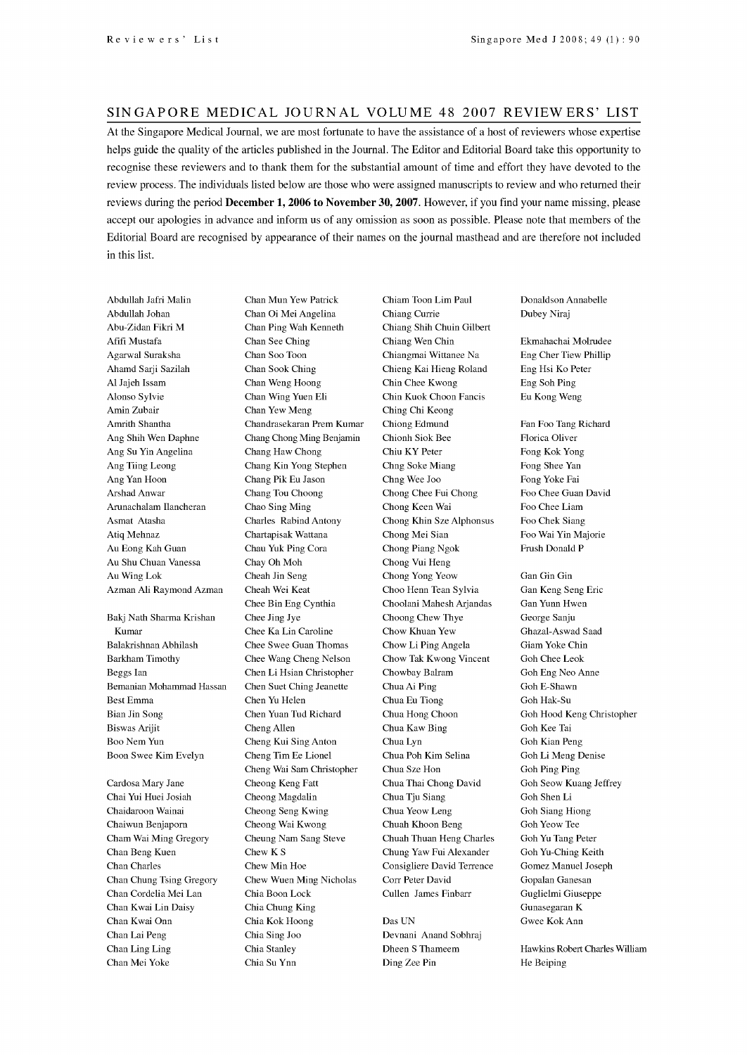## SINGAPORE MEDICAL JOURNAL VOLUME 48 2007 REVIEWERS' LIST

At the Singapore Medical Journal, we are most fortunate to have the assistance of a host of reviewers whose expertise helps guide the quality of the articles published in the Journal. The Editor and Editorial Board take this opportunity to recognise these reviewers and to thank them for the substantial amount of time and effort they have devoted to the review process. The individuals listed below are those who were assigned manuscripts to review and who returned their reviews during the period **December 1, 2006 to November 30, 2007**. However, if you find your name missing, please accept our apologies in advance and inform us of any omission as soon as possible. Please note that members of the Editorial Board are recognised by appearance of their names on the journal masthead and are therefore not included in this list.

Abdullah Jafri Malin
Abdullah Johan
Abu-Zidan Fikri M
Afifi Mustafa
Agarwal Suraksha
Ahamd Sarji Sazilah
Al Jajeh Issam
Alonso Sylvie
Amin Zubair
Amrith Shantha
Ang Shih Wen Daphne
Ang Su Yin Angelina
Ang Tiing Leong
Ang Yan Hoon
Arshad Anwar
Arunachalam Ilancheran
Asmat Atasha
Atiq Mehnaz
Au Eong Kah Guan
Au Shu Chuan Vanessa
Au Wing Lok
Azman Ali Raymond Azman

Bakj Nath Sharma Krishan Kumar
Balakrishnan Abhilash
Barkham Timothy
Beggs Ian
Bemanian Mohammad Hassan
Best Emma
Bian Jin Song
Biswas Arijit
Boo Nem Yun
Boon Swee Kim Evelyn

Cardosa Mary Jane
Chai Yui Huei Josiah
Chaidaroon Wainai
Chaiwun Benjaporn
Cham Wai Ming Gregory
Chan Beng Kuen
Chan Charles
Chan Chung Tsing Gregory
Chan Cordelia Mei Lan
Chan Kwai Lin Daisy
Chan Kwai Onn
Chan Lai Peng
Chan Ling Ling
Chan Mei Yoke
Chan Mun Yew Patrick
Chan Oi Mei Angelina
Chan Ping Wah Kenneth
Chan See Ching
Chan Soo Toon
Chan Sook Ching
Chan Weng Hoong
Chan Wing Yuen Eli
Chan Yew Meng
Chandrasekaran Prem Kumar
Chang Chong Ming Benjamin
Chang Haw Chong
Chang Kin Yong Stephen
Chang Pik Eu Jason
Chang Tou Choong
Chao Sing Ming
Charles Rabind Antony
Chartapisak Wattana
Chau Yuk Ping Cora
Chay Oh Moh
Cheah Jin Seng
Cheah Wei Keat
Chee Bin Eng Cynthia
Chee Jing Jye
Chee Ka Lin Caroline
Chee Swee Guan Thomas
Chee Wang Cheng Nelson
Chen Li Hsian Christopher
Chen Suet Ching Jeanette
Chen Yu Helen
Chen Yuan Tud Richard
Cheng Allen
Cheng Kui Sing Anton
Cheng Tim Ee Lionel
Cheng Wai Sam Christopher
Cheong Keng Fatt
Cheong Magdalin
Cheong Seng Kwing
Cheong Wai Kwong
Cheung Nam Sang Steve
Chew K S
Chew Min Hoe
Chew Wuen Ming Nicholas
Chia Boon Lock
Chia Chung King
Chia Kok Hoong
Chia Sing Joo
Chia Stanley
Chia Su Ynn
Chiam Toon Lim Paul
Chiang Currie
Chiang Shih Chuin Gilbert
Chiang Wen Chin
Chiangmai Wittanee Na
Chieng Kai Hieng Roland
Chin Chee Kwong
Chin Kuok Choon Fancis
Ching Chi Keong
Chiong Edmund
Chionh Siok Bee
Chiu KY Peter
Chng Soke Miang
Chng Wee Joo
Chong Chee Fui Chong
Chong Keen Wai
Chong Khin Sze Alphonsus
Chong Mei Sian
Chong Piang Ngok
Chong Vui Heng
Chong Yong Yeow
Choo Henn Tean Sylvia
Choolani Mahesh Arjandas
Choong Chew Thye
Chow Khuan Yew
Chow Li Ping Angela
Chow Tak Kwong Vincent
Chowbay Balram
Chua Ai Ping
Chua Eu Tiong
Chua Hong Choon
Chua Kaw Bing
Chua Lyn
Chua Poh Kim Selina
Chua Sze Hon
Chua Thai Chong David
Chua Tju Siang
Chua Yeow Leng
Chuah Khoon Beng
Chuah Thuan Heng Charles
Chung Yaw Fui Alexander
Consigliere David Terrence
Corr Peter David
Cullen James Finbarr

Das UN
Devnani Anand Sobhraj
Dheen S Thameem
Ding Zee Pin
Donaldson Annabelle
Dubey Niraj

Ekmahachai Molrudee
Eng Cher Tiew Phillip
Eng Hsi Ko Peter
Eng Soh Ping
Eu Kong Weng

Fan Foo Tang Richard
Florica Oliver
Fong Kok Yong
Fong Shee Yan
Fong Yoke Fai
Foo Chee Guan David
Foo Chee Liam
Foo Chek Siang
Foo Wai Yin Majorie
Frush Donald P

Gan Gin Gin
Gan Keng Seng Eric
Gan Yunn Hwen
George Sanju
Ghazal-Aswad Saad
Giam Yoke Chin
Goh Chee Leok
Goh Eng Neo Anne
Goh E-Shawn
Goh Hak-Su
Goh Hood Keng Christopher
Goh Kee Tai
Goh Kian Peng
Goh Li Meng Denise
Goh Ping Ping
Goh Seow Kuang Jeffrey
Goh Shen Li
Goh Siang Hiong
Goh Yeow Tee
Goh Yu Tang Peter
Goh Yu-Ching Keith
Gomez Manuel Joseph
Gopalan Ganesan
Guglielmi Giuseppe
Gunasegaran K
Gwee Kok Ann

Hawkins Robert Charles William
He Beiping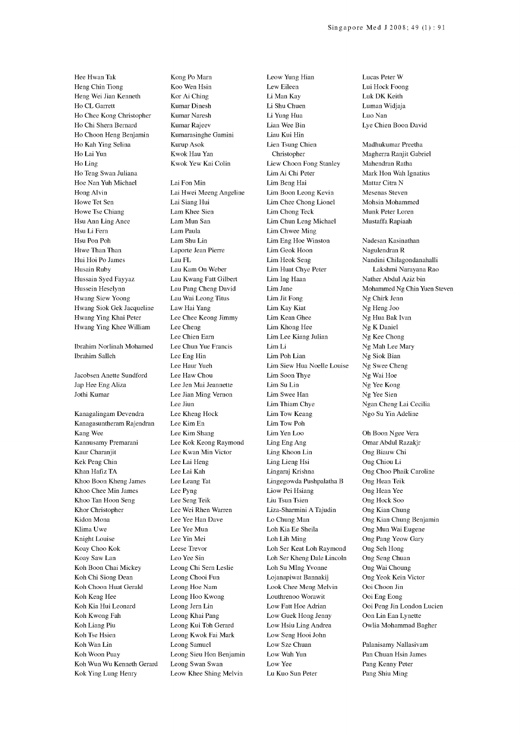Hee Hwan Tak
Heng Chin Tiong
Heng Wei Jian Kenneth
Ho CL Garrett
Ho Chee Kong Christopher
Ho Chi Shern Bernard
Ho Choon Heng Benjamin
Ho Kah Ying Selina
Ho Lai Yun
Ho Ling
Ho Teng Swan Juliana
Hoe Nan Yuh Michael
Hong Alvin
Howe Tet Sen
Howe Tse Chiang
Hsu Ann Ling Anee
Hsu Li Fern
Hsu Pon Poh
Htwe Than Than
Hui Hoi Po James
Husain Ruby
Hussain Syed Fayyaz
Hussein Heselynn
Hwang Siew Yoong
Hwang Siok Gek Jacqueline
Hwang Ying Khai Peter
Hwang Ying Khee William

Ibrahim Norlinah Mohamed
Ibrahim Salleh

Jacobsen Anette Sundford
Jap Hee Eng Aliza
Jothi Kumar

Kanagalingam Devendra
Kanagasuntheram Rajendran
Kang Wee
Kannusamy Premarani
Kaur Charanjit
Kek Peng Chin
Khan Hafiz TA
Khoo Boon Kheng James
Khoo Chee Min James
Khoo Tan Hoon Seng
Khor Christopher
Kidon Mona
Klima Uwe
Knight Louise
Koay Choo Kok
Koay Saw Lan
Koh Boon Chai Mickey
Koh Chi Siong Dean
Koh Choon Huat Gerald
Koh Keng Hee
Koh Kia Hui Leonard
Koh Kwong Fah
Koh Liang Piu
Koh Tse Hsien
Koh Wan Lin
Koh Woon Puay
Koh Wun Wu Kenneth Gerard
Kok Ying Lung Henry

Kong Po Marn
Koo Wen Hsin
Kor Ai Ching
Kumar Dinesh
Kumar Naresh
Kumar Rajeev
Kumarasinghe Gamini
Kurup Asok
Kwok Hau Yan
Kwok Yew Kai Colin

Lai Fon Min
Lai Hwei Meeng Angeline
Lai Siang Hui
Lam Khee Sien
Lam Mun San
Lam Paula
Lam Shu Lin
Laporte Jean Pierre
Lau FL
Lau Kam On Weber
Lau Kwang Fatt Gilbert
Lau Pang Cheng David
Lau Wai Leong Titus
Law Hai Yang
Lee Chee Keong Jimmy
Lee Cheng
Lee Chien Earn
Lee Chun Yue Francis
Lee Eng Hin
Lee Haur Yueh
Lee Haw Chou
Lee Jen Mai Jeannette
Lee Jian Ming Vernon
Lee Jiun
Lee Kheng Hock
Lee Kim En
Lee Kim Shang
Lee Kok Keong Raymond
Lee Kwan Min Victor
Lee Lai Heng
Lee Lai Kah
Lee Leang Tat
Lee Pyng
Lee Seng Teik
Lee Wei Rhen Warren
Lee Yee Han Dave
Lee Yee Mun
Lee Yin Mei
Leese Trevor
Leo Yee Sin
Leong Chi Sern Leslie
Leong Chooi Fun
Leong Hoe Nam
Leong Hoo Kwong
Leong Jern Lin
Leong Khai Pang
Leong Kui Toh Gerard
Leong Kwok Fai Mark
Leong Samuel
Leong Sieu Hon Benjamin
Leong Swan Swan
Leow Khee Shing Melvin

Leow Yung Hian
Lew Eileen
Li Man Kay
Li Shu Chuen
Li Yung Hua
Lian Wee Bin
Liau Kui Hin
Lien Tsung Chien Christopher
Liew Choon Fong Stanley
Lim Ai Chi Peter
Lim Beng Hai
Lim Boon Leong Kevin
Lim Chee Chong Lionel
Lim Chong Teck
Lim Chun Leng Michael
Lim Chwee Ming
Lim Eng Hoe Winston
Lim Geok Hoon
Lim Heok Seng
Lim Huat Chye Peter
Lim Ing Haan
Lim Jane
Lim Jit Fong
Lim Kay Kiat
Lim Kean Ghee
Lim Khong Hee
Lim Lee Kiang Julian
Lim Li
Lim Poh Lian
Lim Siew Hua Noelle Louise
Lim Soon Thye
Lim Su Lin
Lim Swee Han
Lim Thiam Chye
Lim Tow Keang
Lim Tow Poh
Lim Yen Loo
Ling Eng Ang
Ling Khoon Lin
Ling Lieng Hsi
Lingaraj Krishna
Lingegowda Pushpalatha B
Liow Pei Hsiang
Liu Tsun Tsien
Liza-Sharmini A Tajudin
Lo Chung Man
Loh Kia Ee Sheila
Loh Lih Ming
Loh Ser Keat Loh Raymond
Loh Ser Kheng Dale Lincoln
Loh Su MIng Yvonne
Lojanapiwat Bannakij
Look Chee Meng Melvin
Louthrenoo Worawit
Low Fatt Hoe Adrian
Low Guek Hong Jenny
Low Hsiu Ling Andrea
Low Seng Hooi John
Low Sze Chuan
Low Wah Yun
Low Yee
Lu Kuo Sun Peter

Lucas Peter W
Lui Hock Foong
Luk DK Keith
Luman Widjaja
Luo Nan
Lye Chien Boon David

Madhukumar Preetha
Magherra Ranjit Gabriel
Mahendran Ratha
Mark Hon Wah Ignatius
Mattar Citra N
Mesenas Steven
Mohsin Mohammed
Munk Peter Loren
Mustaffa Rapiaah

Nadesan Kasinathan
Nagulendran R
Nandini Chilagondanahalli Lakshmi Narayana Rao
Nather Abdul Aziz bin
Mohammed Ng Chin Yuen Steven
Ng Chirk Jenn
Ng Heng Joo
Ng Hua Bak Ivan
Ng K Daniel
Ng Kee Chong
Ng Mah Lee Mary
Ng Siok Bian
Ng Swee Cheng
Ng Wai Hoe
Ng Yee Kong
Ng Yee Sien
Ngan Cheng Lai Cecilia
Ngo Su Yin Adeline

Oh Boon Ngee Vera
Omar Abdul Razakjr
Ong Biauw Chi
Ong Chiou Li
Ong Choo Phaik Caroline
Ong Hean Teik
Ong Hean Yee
Ong Hock Soo
Ong Kian Chung
Ong Kian Chung Benjamin
Ong Mun Wai Eugene
Ong Pang Yeow Gary
Ong Seh Hong
Ong Seng Chuan
Ong Wai Choung
Ong Yeok Kein Victor
Ooi Choon Jin
Ooi Eng Eong
Ooi Peng Jin London Lucien
Oon Lin Ean Lynette
Owlia Mohammad Bagher

Palanisamy Nallasivam
Pan Chuan Hsin James
Pang Kenny Peter
Pang Shiu Ming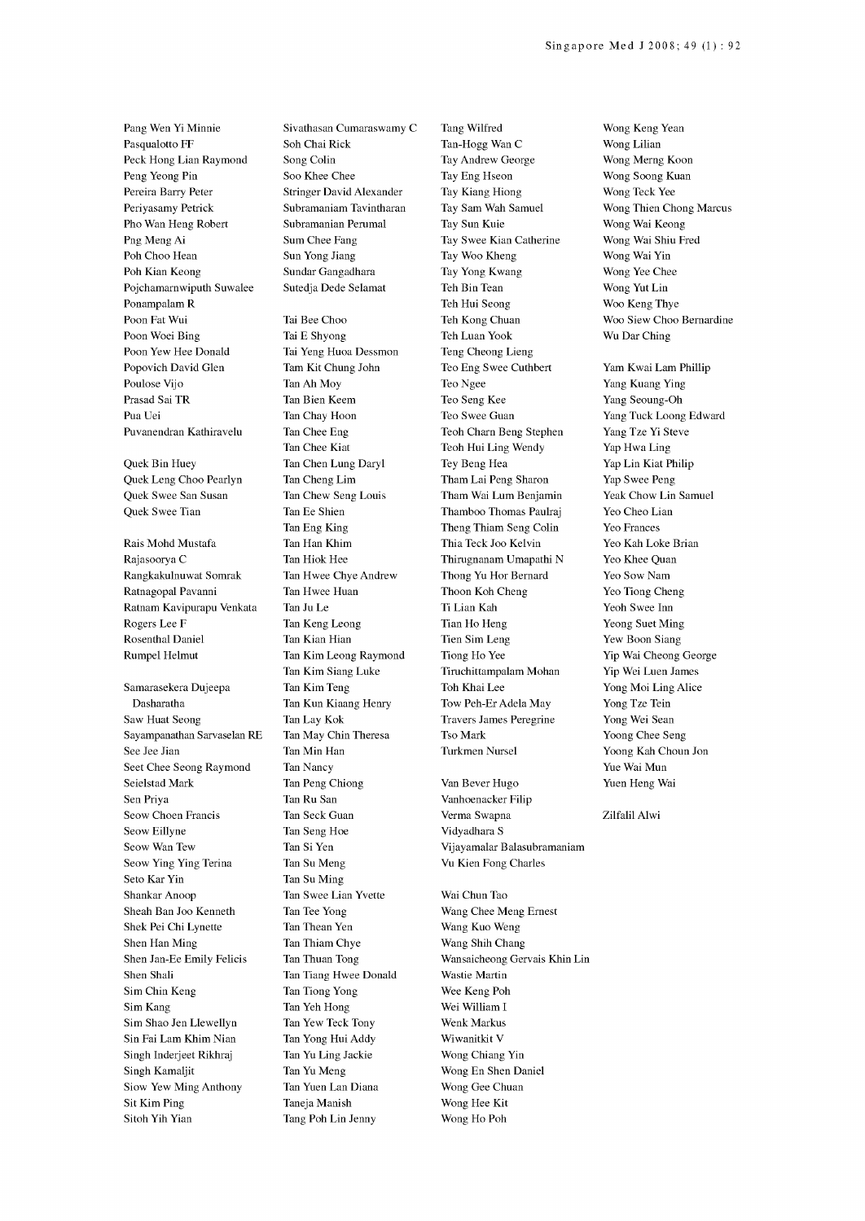Pang Wen Yi Minnie
Pasqualotto FF
Peck Hong Lian Raymond
Peng Yeong Pin
Pereira Barry Peter
Periyasamy Petrick
Pho Wan Heng Robert
Png Meng Ai
Poh Choo Hean
Poh Kian Keong
Pojchamarnwiputh Suwalee
Ponampalam R
Poon Fat Wui
Poon Woei Bing
Poon Yew Hee Donald
Popovich David Glen
Poulose Vijo
Prasad Sai TR
Pua Uei
Puvanendran Kathiravelu

Quek Bin Huey
Quek Leng Choo Pearlyn
Quek Swee San Susan
Quek Swee Tian

Rais Mohd Mustafa
Rajasoorya C
Rangkakulnuwat Somrak
Ratnagopal Pavanni
Ratnam Kavipurapu Venkata
Rogers Lee F
Rosenthal Daniel
Rumpel Helmut

Samarasekera Dujeepa Dasharatha
Saw Huat Seong
Sayampanathan Sarvaselan RE
See Jee Jian
Seet Chee Seong Raymond
Seielstad Mark
Sen Priya
Seow Choen Francis
Seow Eillyne
Seow Wan Tew
Seow Ying Ying Terina
Seto Kar Yin
Shankar Anoop
Sheah Ban Joo Kenneth
Shek Pei Chi Lynette
Shen Han Ming
Shen Jan-Ee Emily Felicis
Shen Shali
Sim Chin Keng
Sim Kang
Sim Shao Jen Llewellyn
Sin Fai Lam Khim Nian
Singh Inderjeet Rikhraj
Singh Kamaljit
Siow Yew Ming Anthony
Sit Kim Ping
Sitoh Yih Yian
Sivathasan Cumaraswamy C
Soh Chai Rick
Song Colin
Soo Khee Chee
Stringer David Alexander
Subramaniam Tavintharan
Subramanian Perumal
Sum Chee Fang
Sun Yong Jiang
Sundar Gangadhara
Sutedja Dede Selamat

Tai Bee Choo
Tai E Shyong
Tai Yeng Huoa Dessmon
Tam Kit Chung John
Tan Ah Moy
Tan Bien Keem
Tan Chay Hoon
Tan Chee Eng
Tan Chee Kiat
Tan Chen Lung Daryl
Tan Cheng Lim
Tan Chew Seng Louis
Tan Ee Shien
Tan Eng King
Tan Han Khim
Tan Hiok Hee
Tan Hwee Chye Andrew
Tan Hwee Huan
Tan Ju Le
Tan Keng Leong
Tan Kian Hian
Tan Kim Leong Raymond
Tan Kim Siang Luke
Tan Kim Teng
Tan Kun Kiaang Henry
Tan Lay Kok
Tan May Chin Theresa
Tan Min Han
Tan Nancy
Tan Peng Chiong
Tan Ru San
Tan Seck Guan
Tan Seng Hoe
Tan Si Yen
Tan Su Meng
Tan Su Ming
Tan Swee Lian Yvette
Tan Tee Yong
Tan Thean Yen
Tan Thiam Chye
Tan Thuan Tong
Tan Tiang Hwee Donald
Tan Tiong Yong
Tan Yeh Hong
Tan Yew Teck Tony
Tan Yong Hui Addy
Tan Yu Ling Jackie
Tan Yu Meng
Tan Yuen Lan Diana
Taneja Manish
Tang Poh Lin Jenny
Tang Wilfred
Tan-Hogg Wan C
Tay Andrew George
Tay Eng Hseon
Tay Kiang Hiong
Tay Sam Wah Samuel
Tay Sun Kuie
Tay Swee Kian Catherine
Tay Woo Kheng
Tay Yong Kwang
Teh Bin Tean
Teh Hui Seong
Teh Kong Chuan
Teh Luan Yook
Teng Cheong Lieng
Teo Eng Swee Cuthbert
Teo Ngee
Teo Seng Kee
Teo Swee Guan
Teoh Charn Beng Stephen
Teoh Hui Ling Wendy
Tey Beng Hea
Tham Lai Peng Sharon
Tham Wai Lum Benjamin
Thamboo Thomas Paulraj
Theng Thiam Seng Colin
Thia Teck Joo Kelvin
Thirugnanam Umapathi N
Thong Yu Hor Bernard
Thoon Koh Cheng
Ti Lian Kah
Tian Ho Heng
Tien Sim Leng
Tiong Ho Yee
Tiruchittampalam Mohan
Toh Khai Lee
Tow Peh-Er Adela May
Travers James Peregrine
Tso Mark
Turkmen Nursel

Van Bever Hugo
Vanhoenacker Filip
Verma Swapna
Vidyadhara S
Vijayamalar Balasubramaniam
Vu Kien Fong Charles

Wai Chun Tao
Wang Chee Meng Ernest
Wang Kuo Weng
Wang Shih Chang
Wansaicheong Gervais Khin Lin
Wastie Martin
Wee Keng Poh
Wei William I
Wenk Markus
Wiwanitkit V
Wong Chiang Yin
Wong En Shen Daniel
Wong Gee Chuan
Wong Hee Kit
Wong Ho Poh
Wong Keng Yean
Wong Lilian
Wong Merng Koon
Wong Soong Kuan
Wong Teck Yee
Wong Thien Chong Marcus
Wong Wai Keong
Wong Wai Shiu Fred
Wong Wai Yin
Wong Yee Chee
Wong Yut Lin
Woo Keng Thye
Woo Siew Choo Bernardine
Wu Dar Ching

Yam Kwai Lam Phillip
Yang Kuang Ying
Yang Seoung-Oh
Yang Tuck Loong Edward
Yang Tze Yi Steve
Yap Hwa Ling
Yap Lin Kiat Philip
Yap Swee Peng
Yeak Chow Lin Samuel
Yeo Cheo Lian
Yeo Frances
Yeo Kah Loke Brian
Yeo Khee Quan
Yeo Sow Nam
Yeo Tiong Cheng
Yeoh Swee Inn
Yeong Suet Ming
Yew Boon Siang
Yip Wai Cheong George
Yip Wei Luen James
Yong Moi Ling Alice
Yong Tze Tein
Yong Wei Sean
Yoong Chee Seng
Yoong Kah Choun Jon
Yue Wai Mun
Yuen Heng Wai

Zilfalil Alwi